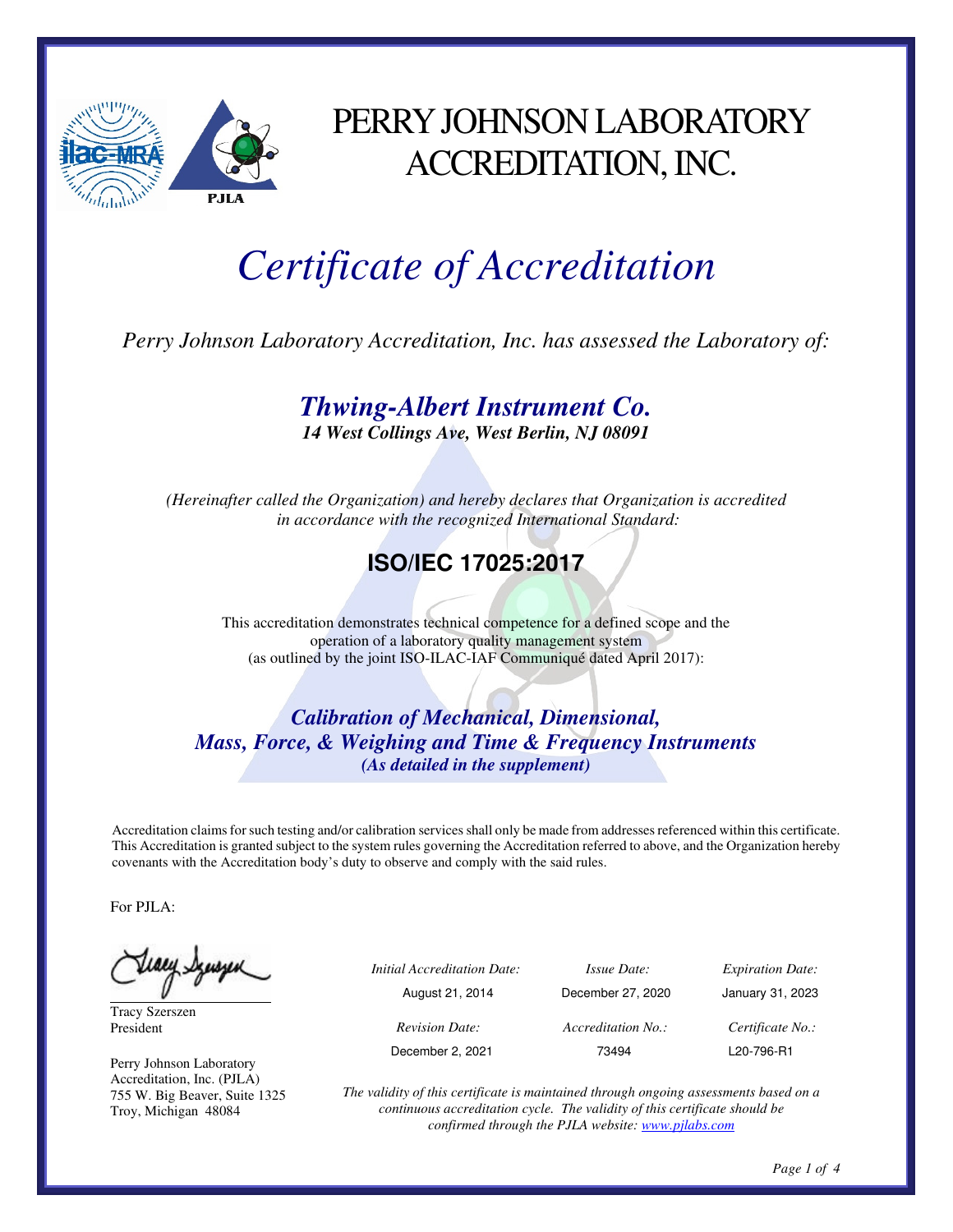# PERRY JOHNSON LABORATORY ACCREDITATION, INC.

# *Certificate of Accreditation*

*Perry Johnson Laboratory Accreditation, Inc. has assessed the Laboratory of:*

## ***Thwing-Albert Instrument Co.***

***14 West Collings Ave, West Berlin, NJ 08091***

*(Hereinafter called the Organization) and hereby declares that Organization is accredited in accordance with the recognized International Standard:*

## **ISO/IEC 17025:2017**

This accreditation demonstrates technical competence for a defined scope and the operation of a laboratory quality management system (as outlined by the joint ISO-ILAC-IAF Communiqué dated April 2017):

***Calibration of Mechanical, Dimensional, Mass, Force, & Weighing and Time & Frequency Instruments***

***(As detailed in the supplement)***

Accreditation claims for such testing and/or calibration services shall only be made from addresses referenced within this certificate. This Accreditation is granted subject to the system rules governing the Accreditation referred to above, and the Organization hereby covenants with the Accreditation body's duty to observe and comply with the said rules.

For PJLA:

Tracy Szerszen
President

Perry Johnson Laboratory Accreditation, Inc. (PJLA)
755 W. Big Beaver, Suite 1325
Troy, Michigan 48084

| *Initial Accreditation Date:* | *Issue Date:* | *Expiration Date:* |
|---|---|---|
| August 21, 2014 | December 27, 2020 | January 31, 2023 |
| *Revision Date:* | *Accreditation No.:* | *Certificate No.:* |
| December 2, 2021 | 73494 | L20-796-R1 |

*The validity of this certificate is maintained through ongoing assessments based on a continuous accreditation cycle. The validity of this certificate should be confirmed through the PJLA website: www.pjlabs.com*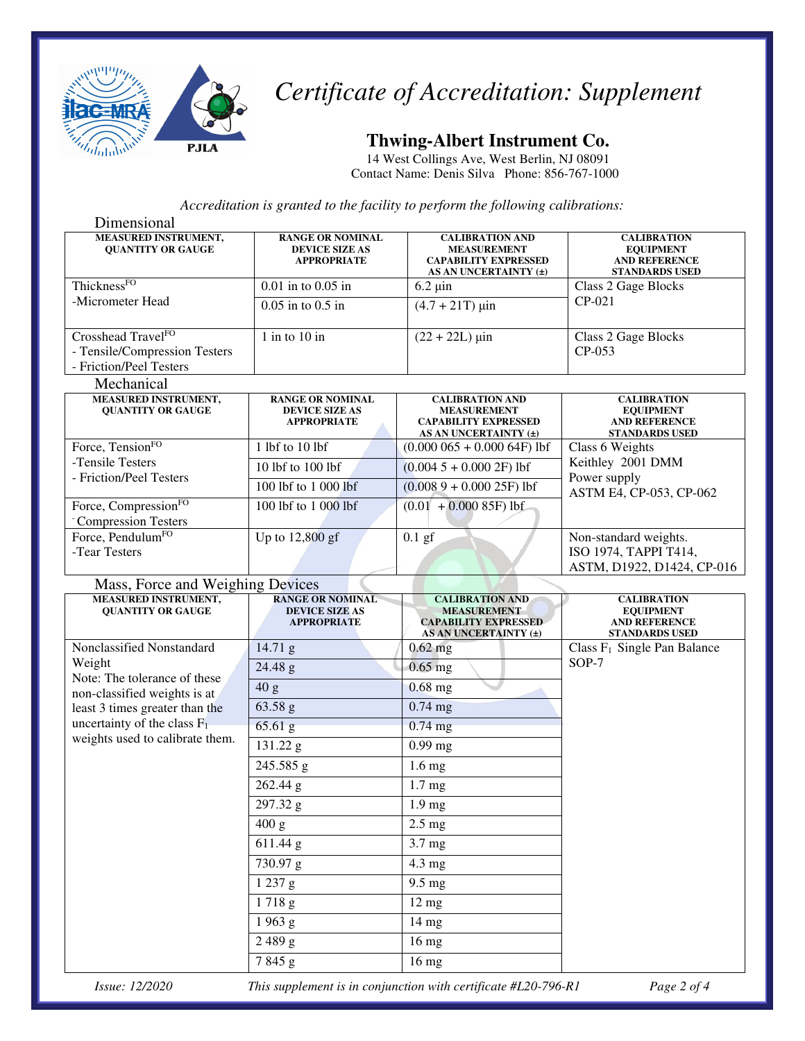# *Certificate of Accreditation: Supplement*

## Thwing-Albert Instrument Co.

14 West Collings Ave, West Berlin, NJ 08091
Contact Name: Denis Silva   Phone: 856-767-1000

*Accreditation is granted to the facility to perform the following calibrations:*

### Dimensional

| MEASURED INSTRUMENT, QUANTITY OR GAUGE | RANGE OR NOMINAL DEVICE SIZE AS APPROPRIATE | CALIBRATION AND MEASUREMENT CAPABILITY EXPRESSED AS AN UNCERTAINTY (±) | CALIBRATION EQUIPMENT AND REFERENCE STANDARDS USED |
|---|---|---|---|
| Thickness[FO] -Micrometer Head | 0.01 in to 0.05 in | 6.2 µin | Class 2 Gage Blocks CP-021 |
| | 0.05 in to 0.5 in | (4.7 + 21T) µin | |
| Crosshead Travel[FO] - Tensile/Compression Testers - Friction/Peel Testers | 1 in to 10 in | (22 + 22L) µin | Class 2 Gage Blocks CP-053 |

### Mechanical

| MEASURED INSTRUMENT, QUANTITY OR GAUGE | RANGE OR NOMINAL DEVICE SIZE AS APPROPRIATE | CALIBRATION AND MEASUREMENT CAPABILITY EXPRESSED AS AN UNCERTAINTY (±) | CALIBRATION EQUIPMENT AND REFERENCE STANDARDS USED |
|---|---|---|---|
| Force, Tension[FO] -Tensile Testers - Friction/Peel Testers | 1 lbf to 10 lbf | (0.000 065 + 0.000 64F) lbf | Class 6 Weights Keithley 2001 DMM Power supply ASTM E4, CP-053, CP-062 |
| | 10 lbf to 100 lbf | (0.004 5 + 0.000 2F) lbf | |
| | 100 lbf to 1 000 lbf | (0.008 9 + 0.000 25F) lbf | |
| Force, Compression[FO] - Compression Testers | 100 lbf to 1 000 lbf | (0.01 + 0.000 85F) lbf | |
| Force, Pendulum[FO] -Tear Testers | Up to 12,800 gf | 0.1 gf | Non-standard weights. ISO 1974, TAPPI T414, ASTM, D1922, D1424, CP-016 |

### Mass, Force and Weighing Devices

| MEASURED INSTRUMENT, QUANTITY OR GAUGE | RANGE OR NOMINAL DEVICE SIZE AS APPROPRIATE | CALIBRATION AND MEASUREMENT CAPABILITY EXPRESSED AS AN UNCERTAINTY (±) | CALIBRATION EQUIPMENT AND REFERENCE STANDARDS USED |
|---|---|---|---|
| Nonclassified Nonstandard Weight Note: The tolerance of these non-classified weights is at least 3 times greater than the uncertainty of the class $F_1$ weights used to calibrate them. | 14.71 g | 0.62 mg | Class $F_1$ Single Pan Balance SOP-7 |
| | 24.48 g | 0.65 mg | |
| | 40 g | 0.68 mg | |
| | 63.58 g | 0.74 mg | |
| | 65.61 g | 0.74 mg | |
| | 131.22 g | 0.99 mg | |
| | 245.585 g | 1.6 mg | |
| | 262.44 g | 1.7 mg | |
| | 297.32 g | 1.9 mg | |
| | 400 g | 2.5 mg | |
| | 611.44 g | 3.7 mg | |
| | 730.97 g | 4.3 mg | |
| | 1 237 g | 9.5 mg | |
| | 1 718 g | 12 mg | |
| | 1 963 g | 14 mg | |
| | 2 489 g | 16 mg | |
| | 7 845 g | 16 mg | |

*Issue: 12/2020*   *This supplement is in conjunction with certificate #L20-796-R1*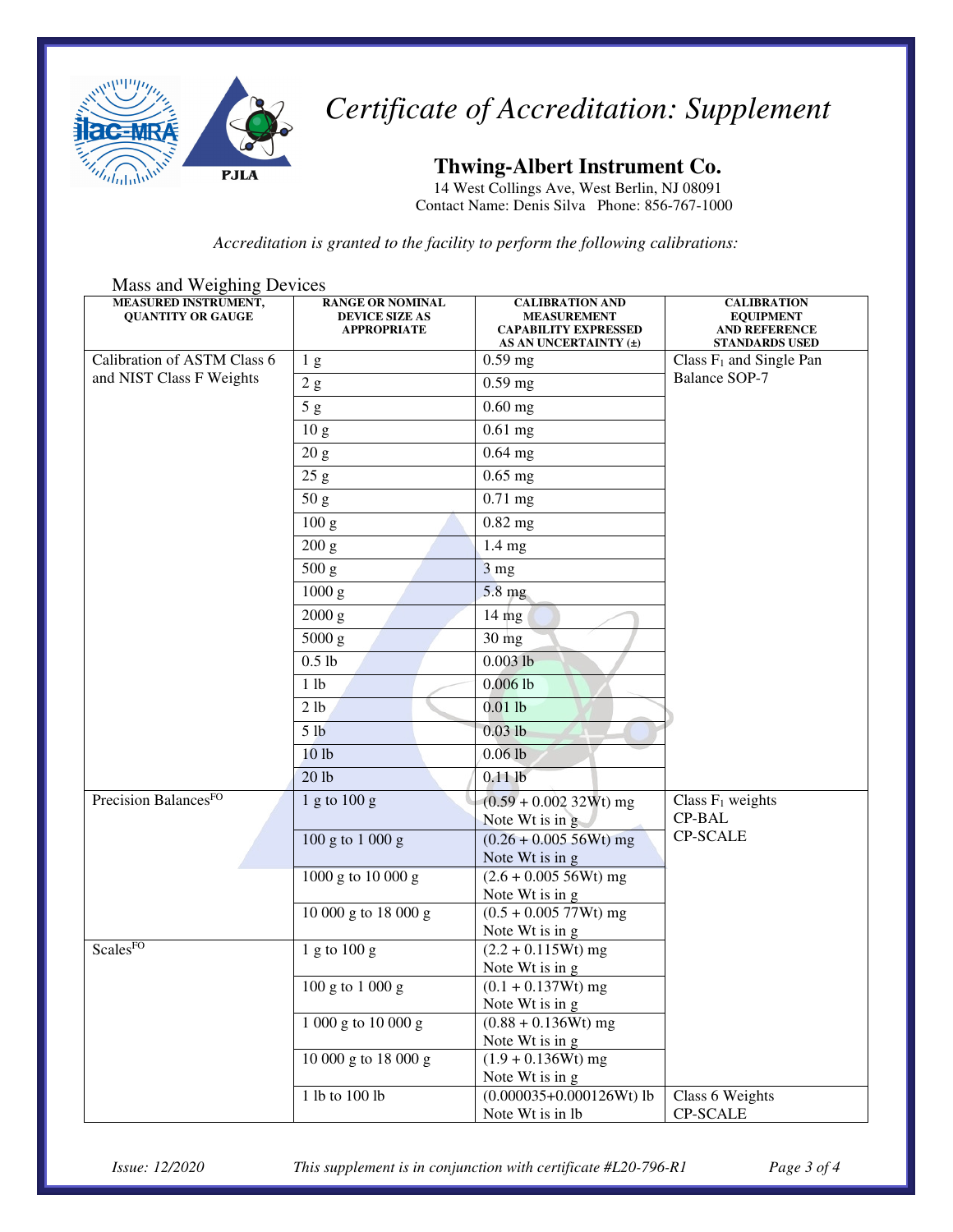# Certificate of Accreditation: Supplement

## Thwing-Albert Instrument Co.

14 West Collings Ave, West Berlin, NJ 08091
Contact Name: Denis Silva Phone: 856-767-1000

*Accreditation is granted to the facility to perform the following calibrations:*

Mass and Weighing Devices

| MEASURED INSTRUMENT, QUANTITY OR GAUGE | RANGE OR NOMINAL DEVICE SIZE AS APPROPRIATE | CALIBRATION AND MEASUREMENT CAPABILITY EXPRESSED AS AN UNCERTAINTY (±) | CALIBRATION EQUIPMENT AND REFERENCE STANDARDS USED |
|---|---|---|---|
| Calibration of ASTM Class 6 and NIST Class F Weights | 1 g | 0.59 mg | Class $F_1$ and Single Pan Balance SOP-7 |
| | 2 g | 0.59 mg | |
| | 5 g | 0.60 mg | |
| | 10 g | 0.61 mg | |
| | 20 g | 0.64 mg | |
| | 25 g | 0.65 mg | |
| | 50 g | 0.71 mg | |
| | 100 g | 0.82 mg | |
| | 200 g | 1.4 mg | |
| | 500 g | 3 mg | |
| | 1000 g | 5.8 mg | |
| | 2000 g | 14 mg | |
| | 5000 g | 30 mg | |
| | 0.5 lb | 0.003 lb | |
| | 1 lb | 0.006 lb | |
| | 2 lb | 0.01 lb | |
| | 5 lb | 0.03 lb | |
| | 10 lb | 0.06 lb | |
| | 20 lb | 0.11 lb | |
| Precision Balances[FO] | 1 g to 100 g | (0.59 + 0.002 32Wt) mg Note Wt is in g | Class $F_1$ weights CP-BAL CP-SCALE |
| | 100 g to 1 000 g | (0.26 + 0.005 56Wt) mg Note Wt is in g | |
| | 1000 g to 10 000 g | (2.6 + 0.005 56Wt) mg Note Wt is in g | |
| | 10 000 g to 18 000 g | (0.5 + 0.005 77Wt) mg Note Wt is in g | |
| Scales[FO] | 1 g to 100 g | (2.2 + 0.115Wt) mg Note Wt is in g | |
| | 100 g to 1 000 g | (0.1 + 0.137Wt) mg Note Wt is in g | |
| | 1 000 g to 10 000 g | (0.88 + 0.136Wt) mg Note Wt is in g | |
| | 10 000 g to 18 000 g | (1.9 + 0.136Wt) mg Note Wt is in g | |
| | 1 lb to 100 lb | (0.000035+0.000126Wt) lb Note Wt is in lb | Class 6 Weights CP-SCALE |

*Issue: 12/2020* *This supplement is in conjunction with certificate #L20-796-R1*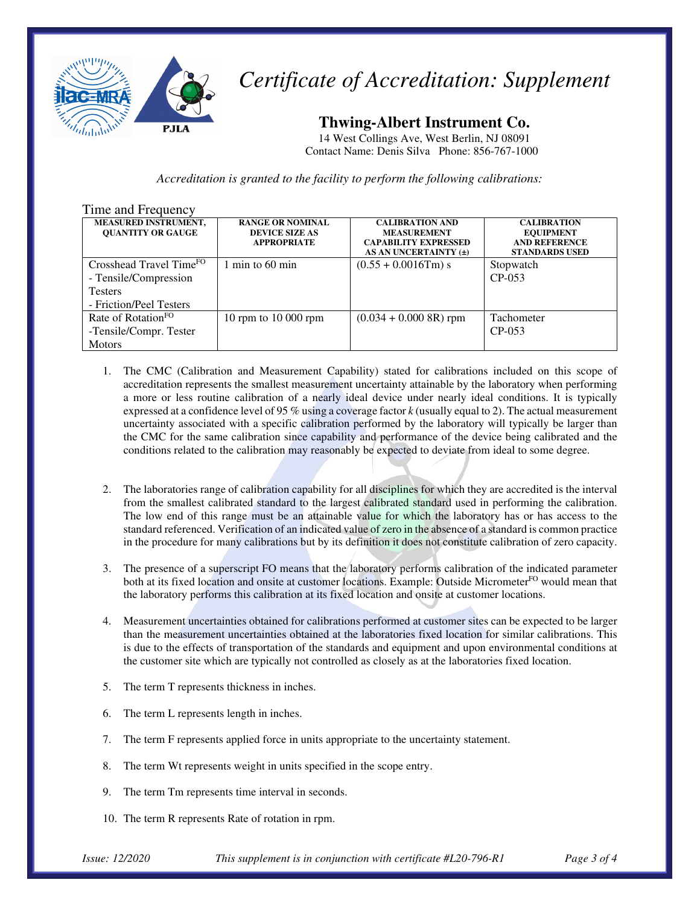# Certificate of Accreditation: Supplement

## Thwing-Albert Instrument Co.

14 West Collings Ave, West Berlin, NJ 08091
Contact Name: Denis Silva Phone: 856-767-1000

*Accreditation is granted to the facility to perform the following calibrations:*

### Time and Frequency

| MEASURED INSTRUMENT, QUANTITY OR GAUGE | RANGE OR NOMINAL DEVICE SIZE AS APPROPRIATE | CALIBRATION AND MEASUREMENT CAPABILITY EXPRESSED AS AN UNCERTAINTY (±) | CALIBRATION EQUIPMENT AND REFERENCE STANDARDS USED |
|---|---|---|---|
| Crosshead Travel Time[FO] - Tensile/Compression Testers - Friction/Peel Testers | 1 min to 60 min | (0.55 + 0.0016Tm) s | Stopwatch CP-053 |
| Rate of Rotation[FO] -Tensile/Compr. Tester Motors | 10 rpm to 10 000 rpm | (0.034 + 0.000 8R) rpm | Tachometer CP-053 |

1. The CMC (Calibration and Measurement Capability) stated for calibrations included on this scope of accreditation represents the smallest measurement uncertainty attainable by the laboratory when performing a more or less routine calibration of a nearly ideal device under nearly ideal conditions. It is typically expressed at a confidence level of 95 % using a coverage factor $k$ (usually equal to 2). The actual measurement uncertainty associated with a specific calibration performed by the laboratory will typically be larger than the CMC for the same calibration since capability and performance of the device being calibrated and the conditions related to the calibration may reasonably be expected to deviate from ideal to some degree.

2. The laboratories range of calibration capability for all disciplines for which they are accredited is the interval from the smallest calibrated standard to the largest calibrated standard used in performing the calibration. The low end of this range must be an attainable value for which the laboratory has or has access to the standard referenced. Verification of an indicated value of zero in the absence of a standard is common practice in the procedure for many calibrations but by its definition it does not constitute calibration of zero capacity.

3. The presence of a superscript FO means that the laboratory performs calibration of the indicated parameter both at its fixed location and onsite at customer locations. Example: Outside Micrometer[FO] would mean that the laboratory performs this calibration at its fixed location and onsite at customer locations.

4. Measurement uncertainties obtained for calibrations performed at customer sites can be expected to be larger than the measurement uncertainties obtained at the laboratories fixed location for similar calibrations. This is due to the effects of transportation of the standards and equipment and upon environmental conditions at the customer site which are typically not controlled as closely as at the laboratories fixed location.

5. The term T represents thickness in inches.

6. The term L represents length in inches.

7. The term F represents applied force in units appropriate to the uncertainty statement.

8. The term Wt represents weight in units specified in the scope entry.

9. The term Tm represents time interval in seconds.

10. The term R represents Rate of rotation in rpm.

*Issue: 12/2020* *This supplement is in conjunction with certificate #L20-796-R1*